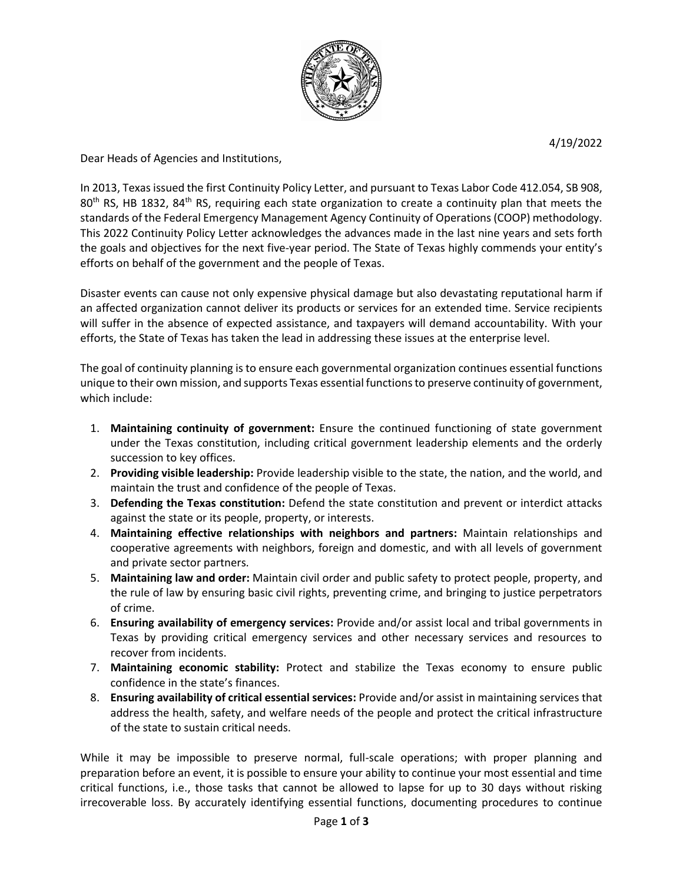4/19/2022

Dear Heads of Agencies and Institutions,

In 2013, Texas issued the first Continuity Policy Letter, and pursuant to Texas Labor Code 412.054, SB 908, 80th RS, HB 1832, 84th RS, requiring each state organization to create a continuity plan that meets the standards of the Federal Emergency Management Agency Continuity of Operations (COOP) methodology. This 2022 Continuity Policy Letter acknowledges the advances made in the last nine years and sets forth the goals and objectives for the next five-year period. The State of Texas highly commends your entity's efforts on behalf of the government and the people of Texas.

Disaster events can cause not only expensive physical damage but also devastating reputational harm if an affected organization cannot deliver its products or services for an extended time. Service recipients will suffer in the absence of expected assistance, and taxpayers will demand accountability. With your efforts, the State of Texas has taken the lead in addressing these issues at the enterprise level.

The goal of continuity planning is to ensure each governmental organization continues essential functions unique to their own mission, and supports Texas essential functions to preserve continuity of government, which include:

1. **Maintaining continuity of government:** Ensure the continued functioning of state government under the Texas constitution, including critical government leadership elements and the orderly succession to key offices.
2. **Providing visible leadership:** Provide leadership visible to the state, the nation, and the world, and maintain the trust and confidence of the people of Texas.
3. **Defending the Texas constitution:** Defend the state constitution and prevent or interdict attacks against the state or its people, property, or interests.
4. **Maintaining effective relationships with neighbors and partners:** Maintain relationships and cooperative agreements with neighbors, foreign and domestic, and with all levels of government and private sector partners.
5. **Maintaining law and order:** Maintain civil order and public safety to protect people, property, and the rule of law by ensuring basic civil rights, preventing crime, and bringing to justice perpetrators of crime.
6. **Ensuring availability of emergency services:** Provide and/or assist local and tribal governments in Texas by providing critical emergency services and other necessary services and resources to recover from incidents.
7. **Maintaining economic stability:** Protect and stabilize the Texas economy to ensure public confidence in the state's finances.
8. **Ensuring availability of critical essential services:** Provide and/or assist in maintaining services that address the health, safety, and welfare needs of the people and protect the critical infrastructure of the state to sustain critical needs.

While it may be impossible to preserve normal, full-scale operations; with proper planning and preparation before an event, it is possible to ensure your ability to continue your most essential and time critical functions, i.e., those tasks that cannot be allowed to lapse for up to 30 days without risking irrecoverable loss. By accurately identifying essential functions, documenting procedures to continue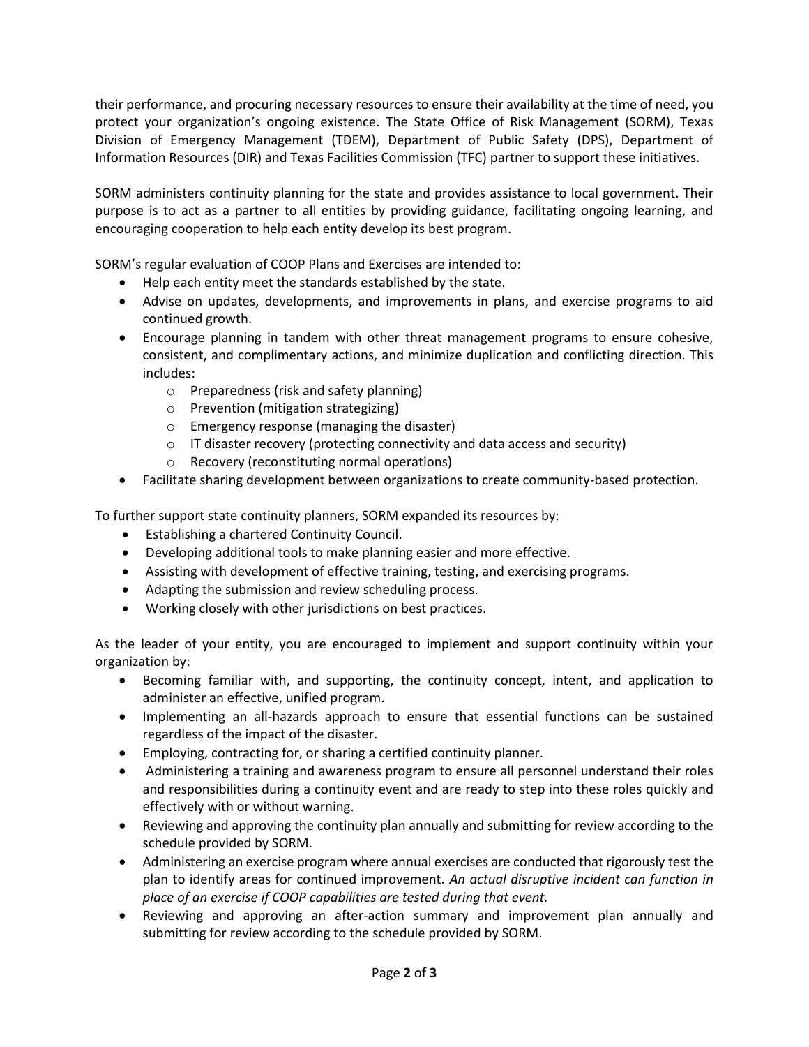their performance, and procuring necessary resources to ensure their availability at the time of need, you protect your organization's ongoing existence. The State Office of Risk Management (SORM), Texas Division of Emergency Management (TDEM), Department of Public Safety (DPS), Department of Information Resources (DIR) and Texas Facilities Commission (TFC) partner to support these initiatives.

SORM administers continuity planning for the state and provides assistance to local government. Their purpose is to act as a partner to all entities by providing guidance, facilitating ongoing learning, and encouraging cooperation to help each entity develop its best program.

SORM's regular evaluation of COOP Plans and Exercises are intended to:

- Help each entity meet the standards established by the state.
- Advise on updates, developments, and improvements in plans, and exercise programs to aid continued growth.
- Encourage planning in tandem with other threat management programs to ensure cohesive, consistent, and complimentary actions, and minimize duplication and conflicting direction. This includes:
    - Preparedness (risk and safety planning)
    - Prevention (mitigation strategizing)
    - Emergency response (managing the disaster)
    - IT disaster recovery (protecting connectivity and data access and security)
    - Recovery (reconstituting normal operations)
- Facilitate sharing development between organizations to create community-based protection.

To further support state continuity planners, SORM expanded its resources by:

- Establishing a chartered Continuity Council.
- Developing additional tools to make planning easier and more effective.
- Assisting with development of effective training, testing, and exercising programs.
- Adapting the submission and review scheduling process.
- Working closely with other jurisdictions on best practices.

As the leader of your entity, you are encouraged to implement and support continuity within your organization by:

- Becoming familiar with, and supporting, the continuity concept, intent, and application to administer an effective, unified program.
- Implementing an all-hazards approach to ensure that essential functions can be sustained regardless of the impact of the disaster.
- Employing, contracting for, or sharing a certified continuity planner.
- Administering a training and awareness program to ensure all personnel understand their roles and responsibilities during a continuity event and are ready to step into these roles quickly and effectively with or without warning.
- Reviewing and approving the continuity plan annually and submitting for review according to the schedule provided by SORM.
- Administering an exercise program where annual exercises are conducted that rigorously test the plan to identify areas for continued improvement. *An actual disruptive incident can function in place of an exercise if COOP capabilities are tested during that event.*
- Reviewing and approving an after-action summary and improvement plan annually and submitting for review according to the schedule provided by SORM.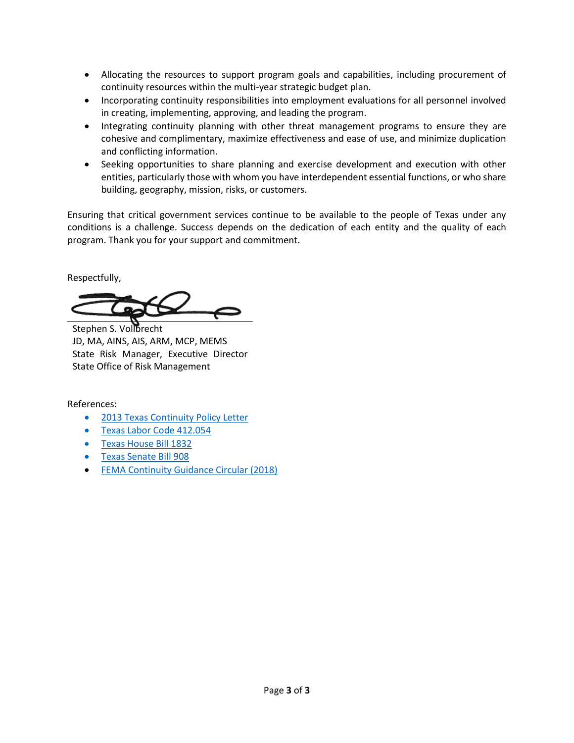- Allocating the resources to support program goals and capabilities, including procurement of continuity resources within the multi-year strategic budget plan.
- Incorporating continuity responsibilities into employment evaluations for all personnel involved in creating, implementing, approving, and leading the program.
- Integrating continuity planning with other threat management programs to ensure they are cohesive and complimentary, maximize effectiveness and ease of use, and minimize duplication and conflicting information.
- Seeking opportunities to share planning and exercise development and execution with other entities, particularly those with whom you have interdependent essential functions, or who share building, geography, mission, risks, or customers.

Ensuring that critical government services continue to be available to the people of Texas under any conditions is a challenge. Success depends on the dedication of each entity and the quality of each program. Thank you for your support and commitment.

Respectfully,

Stephen S. Vollbrecht
JD, MA, AINS, AIS, ARM, MCP, MEMS
State Risk Manager, Executive Director
State Office of Risk Management

References:

- 2013 Texas Continuity Policy Letter
- Texas Labor Code 412.054
- Texas House Bill 1832
- Texas Senate Bill 908
- FEMA Continuity Guidance Circular (2018)